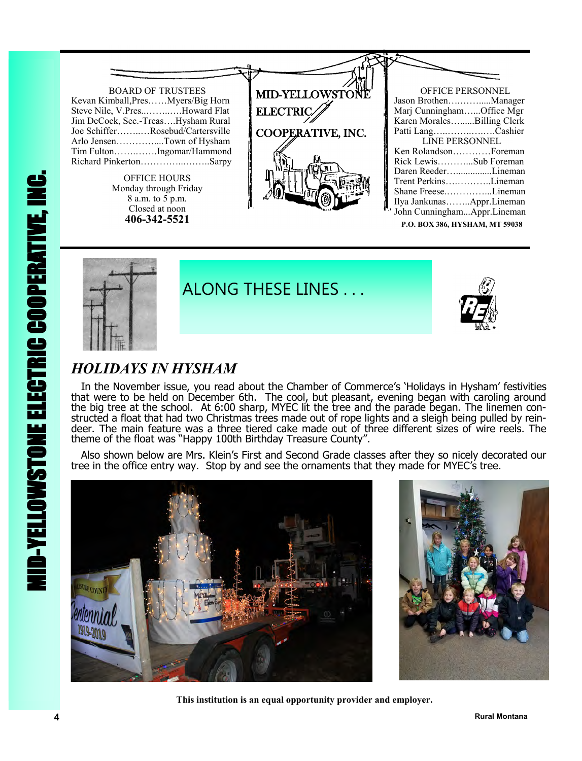# MID-YELLOWSTONE ELECTRIC COOPERATIVE, INC.

**BOARD OF TRUSTEES**

Kevan Kimball, Pres……Myers/Big Horn
Steve Nile, V.Pres..……..….Howard Flat
Jim DeCock, Sec.-Treas….Hysham Rural
Joe Schiffer……..…Rosebud/Cartersville
Arlo Jensen…………....Town of Hysham
Tim Fulton……..…..Ingomar/Hammond
Richard Pinkerton…………...……..Sarpy

**OFFICE HOURS**

Monday through Friday
8 a.m. to 5 p.m.
Closed at noon
**406-342-5521**

**OFFICE PERSONNEL**

Jason Brothen…..……....Manager
Marj Cunningham…...Office Mgr
Karen Morales….......Billing Clerk
Patti Lang…..……..….…Cashier

**LINE PERSONNEL**

Ken Rolandson…………Foreman
Rick Lewis………...Sub Foreman
Daren Reeder…..............Lineman
Trent Perkins….………..Lineman
Shane Freese..…………...Lineman
Ilya Jankunas……..Appr.Lineman
John Cunningham...Appr.Lineman

**P.O. BOX 386, HYSHAM, MT 59038**

## ALONG THESE LINES . . .

### *HOLIDAYS IN HYSHAM*

In the November issue, you read about the Chamber of Commerce's 'Holidays in Hysham' festivities that were to be held on December 6th. The cool, but pleasant, evening began with caroling around the big tree at the school. At 6:00 sharp, MYEC lit the tree and the parade began. The linemen constructed a float that had two Christmas trees made out of rope lights and a sleigh being pulled by reindeer. The main feature was a three tiered cake made out of three different sizes of wire reels. The theme of the float was "Happy 100th Birthday Treasure County".

Also shown below are Mrs. Klein's First and Second Grade classes after they so nicely decorated our tree in the office entry way. Stop by and see the ornaments that they made for MYEC's tree.

**This institution is an equal opportunity provider and employer.**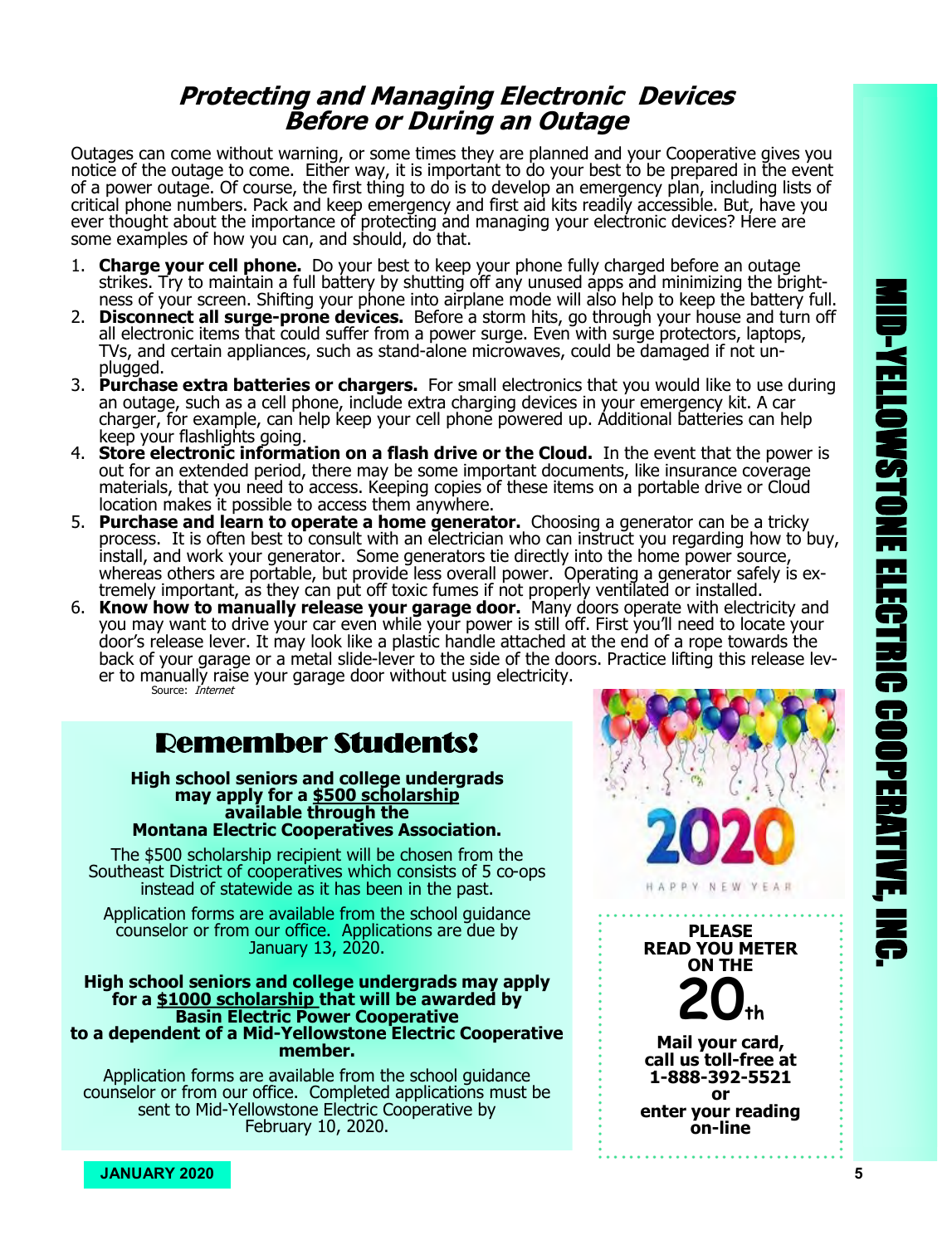# Protecting and Managing Electronic Devices Before or During an Outage

Outages can come without warning, or some times they are planned and your Cooperative gives you notice of the outage to come. Either way, it is important to do your best to be prepared in the event of a power outage. Of course, the first thing to do is to develop an emergency plan, including lists of critical phone numbers. Pack and keep emergency and first aid kits readily accessible. But, have you ever thought about the importance of protecting and managing your electronic devices? Here are some examples of how you can, and should, do that.

1. **Charge your cell phone.** Do your best to keep your phone fully charged before an outage strikes. Try to maintain a full battery by shutting off any unused apps and minimizing the brightness of your screen. Shifting your phone into airplane mode will also help to keep the battery full.
2. **Disconnect all surge-prone devices.** Before a storm hits, go through your house and turn off all electronic items that could suffer from a power surge. Even with surge protectors, laptops, TVs, and certain appliances, such as stand-alone microwaves, could be damaged if not unplugged.
3. **Purchase extra batteries or chargers.** For small electronics that you would like to use during an outage, such as a cell phone, include extra charging devices in your emergency kit. A car charger, for example, can help keep your cell phone powered up. Additional batteries can help keep your flashlights going.
4. **Store electronic information on a flash drive or the Cloud.** In the event that the power is out for an extended period, there may be some important documents, like insurance coverage materials, that you need to access. Keeping copies of these items on a portable drive or Cloud location makes it possible to access them anywhere.
5. **Purchase and learn to operate a home generator.** Choosing a generator can be a tricky process. It is often best to consult with an electrician who can instruct you regarding how to buy, install, and work your generator. Some generators tie directly into the home power source, whereas others are portable, but provide less overall power. Operating a generator safely is extremely important, as they can put off toxic fumes if not properly ventilated or installed.
6. **Know how to manually release your garage door.** Many doors operate with electricity and you may want to drive your car even while your power is still off. First you'll need to locate your door's release lever. It may look like a plastic handle attached at the end of a rope towards the back of your garage or a metal slide-lever to the side of the doors. Practice lifting this release lever to manually raise your garage door without using electricity.

Source: *Internet*

## Remember Students!

**High school seniors and college undergrads may apply for a $500 scholarship available through the Montana Electric Cooperatives Association.**

The $500 scholarship recipient will be chosen from the Southeast District of cooperatives which consists of 5 co-ops instead of statewide as it has been in the past.

Application forms are available from the school guidance counselor or from our office. Applications are due by January 13, 2020.

**High school seniors and college undergrads may apply for a $1000 scholarship that will be awarded by Basin Electric Power Cooperative to a dependent of a Mid-Yellowstone Electric Cooperative member.**

Application forms are available from the school guidance counselor or from our office. Completed applications must be sent to Mid-Yellowstone Electric Cooperative by February 10, 2020.

2020

HAPPY NEW YEAR

**PLEASE READ YOU METER ON THE 20th**

**Mail your card, call us toll-free at 1-888-392-5521 or enter your reading on-line**